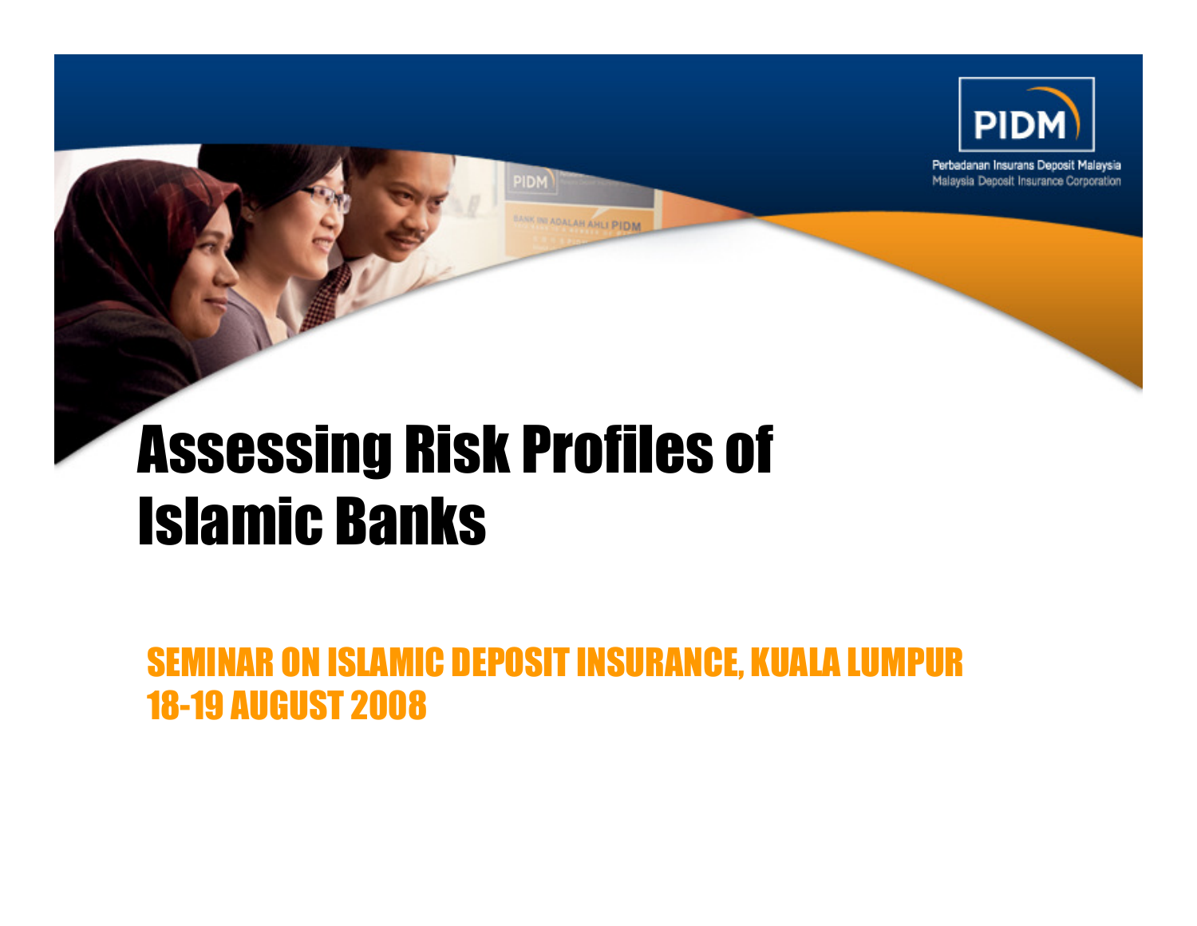PIDM

Perbadanan Insurans Deposit Malaysia
Malaysia Deposit Insurance Corporation

# Assessing Risk Profiles of Islamic Banks

## SEMINAR ON ISLAMIC DEPOSIT INSURANCE, KUALA LUMPUR 18-19 AUGUST 2008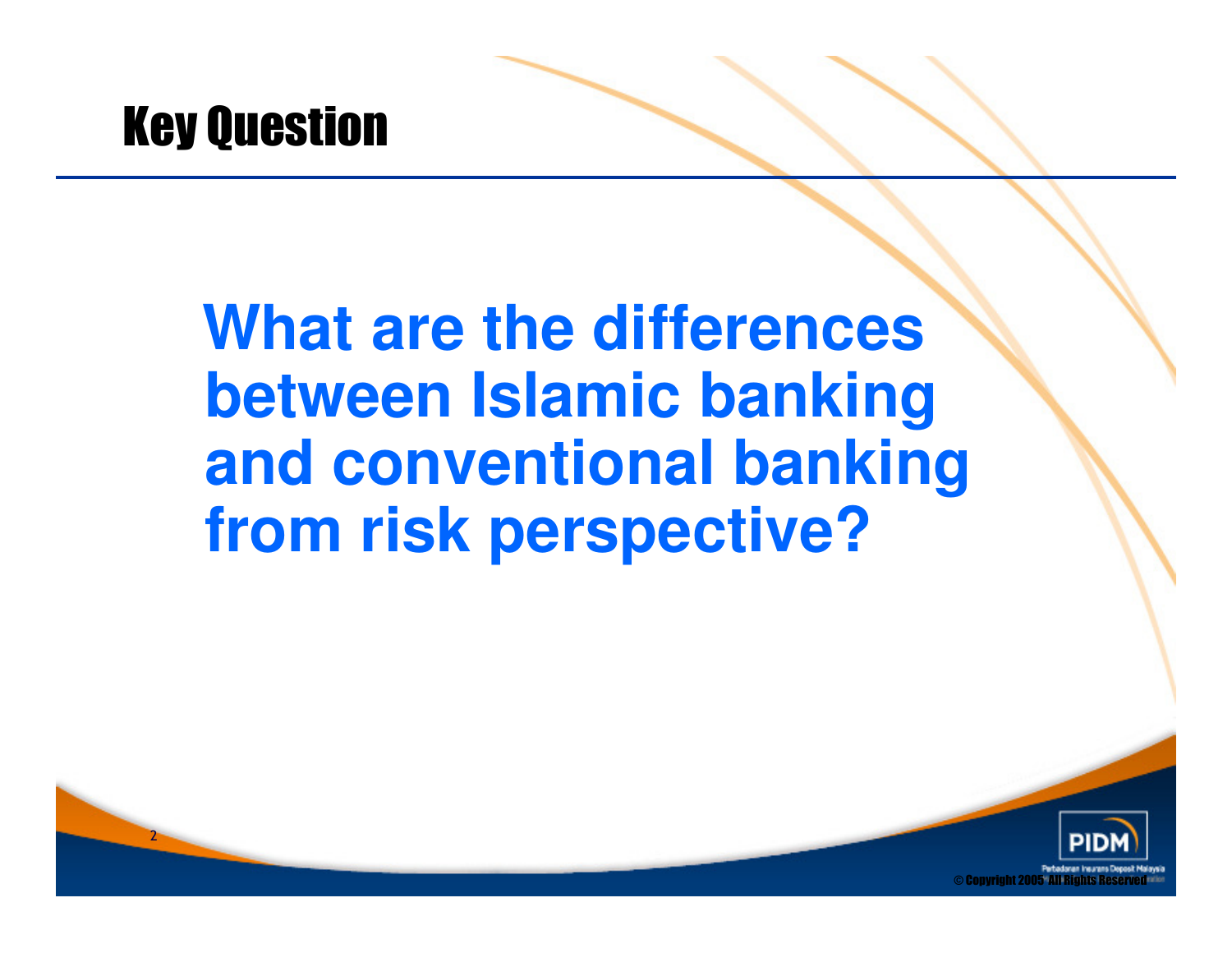# Key Question

**What are the differences between Islamic banking and conventional banking from risk perspective?**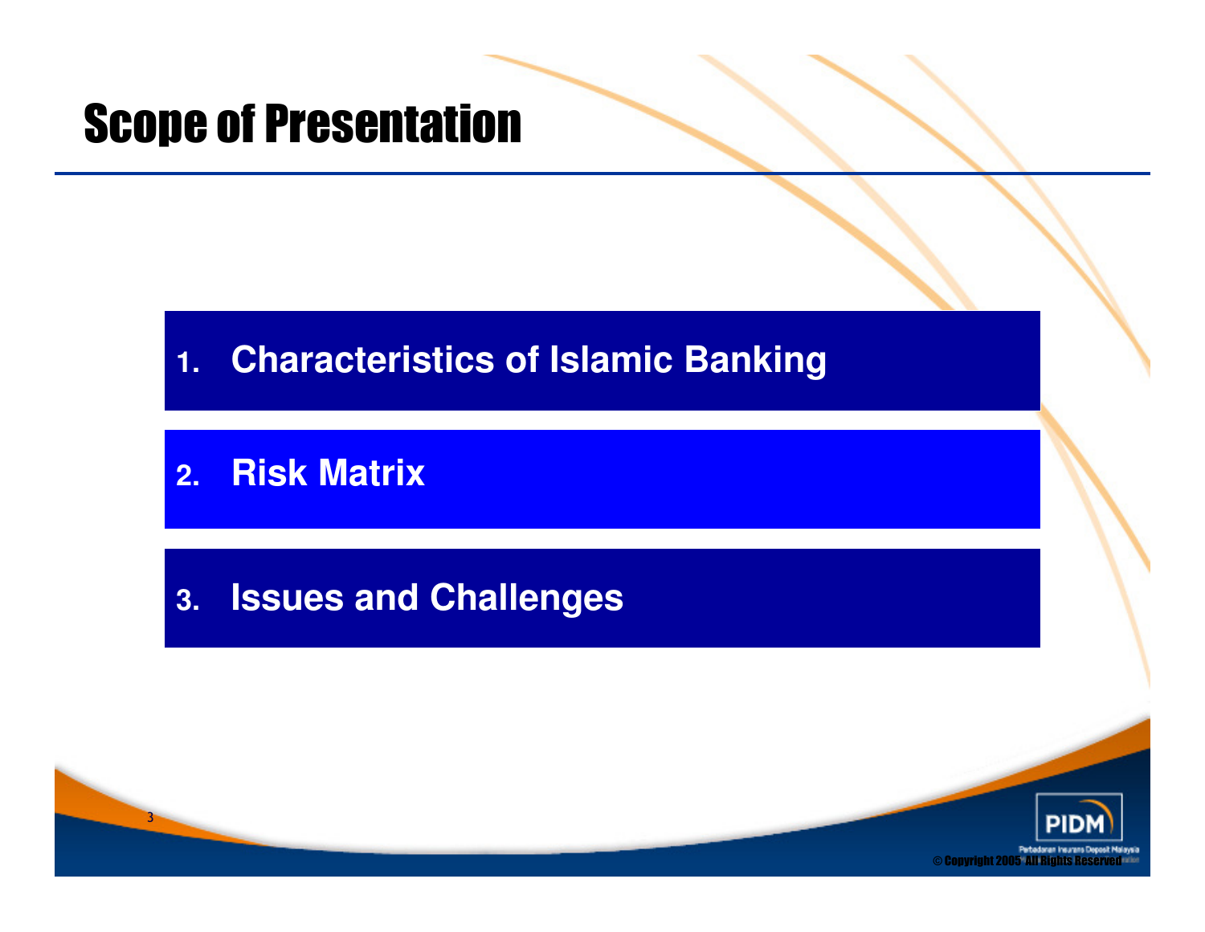# Scope of Presentation

1. **Characteristics of Islamic Banking**
2. **Risk Matrix**
3. **Issues and Challenges**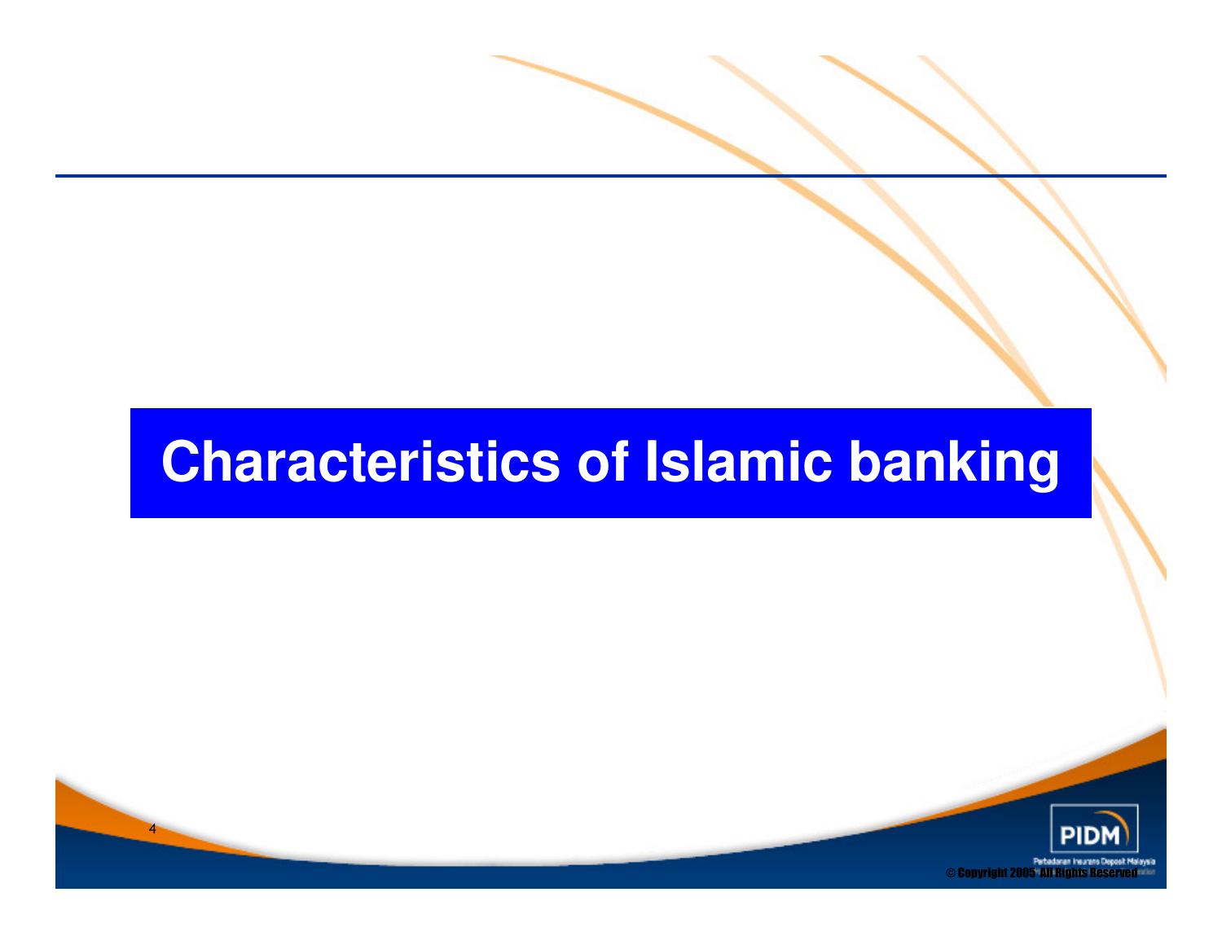# Characteristics of Islamic banking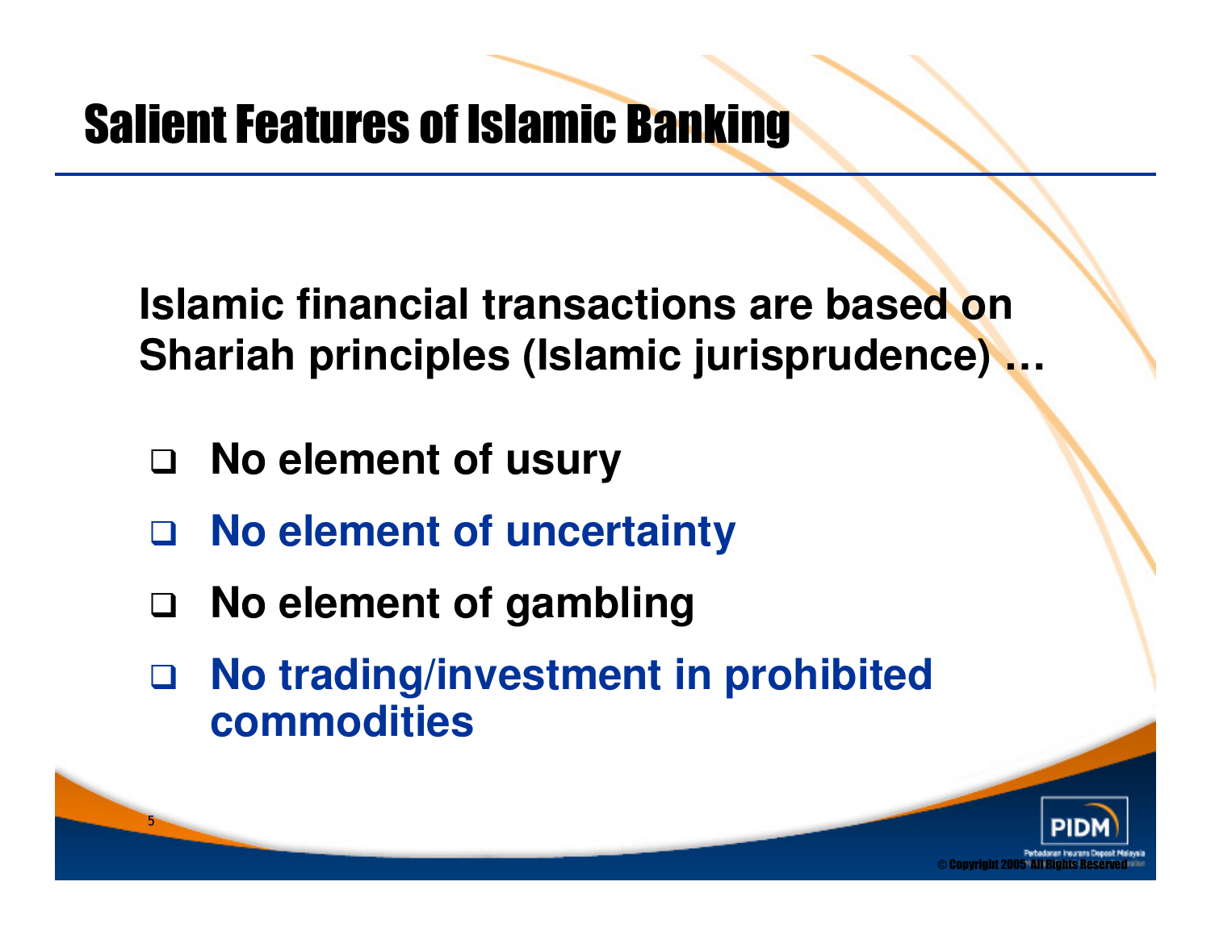# Salient Features of Islamic Banking

**Islamic financial transactions are based on Shariah principles (Islamic jurisprudence) …**

- **No element of usury**
- **No element of uncertainty**
- **No element of gambling**
- **No trading/investment in prohibited commodities**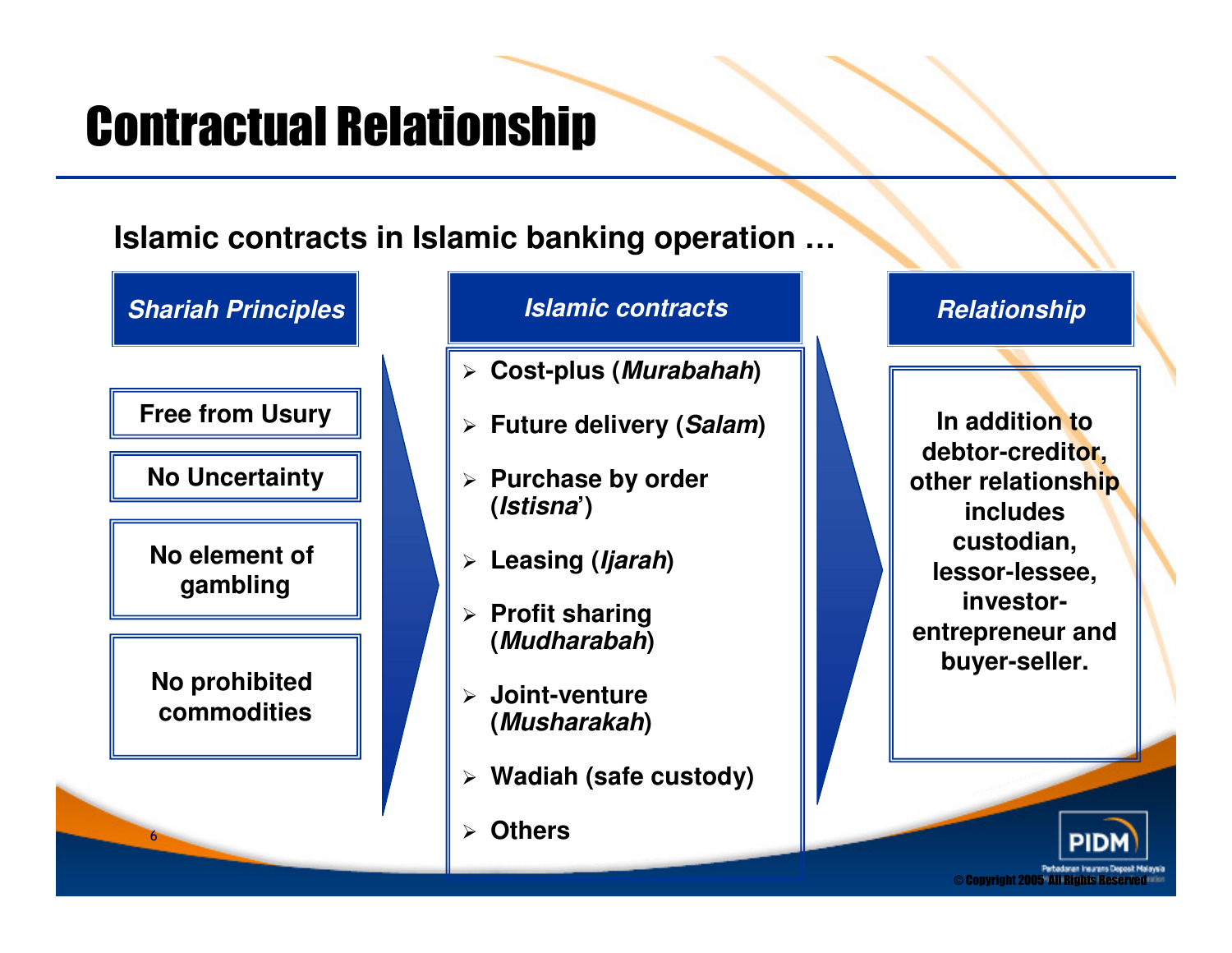# Contractual Relationship

**Islamic contracts in Islamic banking operation …**

## *Shariah Principles*

- **Free from Usury**
- **No Uncertainty**
- **No element of gambling**
- **No prohibited commodities**

## *Islamic contracts*

- **Cost-plus (*Murabahah*)**
- **Future delivery (*Salam*)**
- **Purchase by order (*Istisna*')**
- **Leasing (*Ijarah*)**
- **Profit sharing (*Mudharabah*)**
- **Joint-venture (*Musharakah*)**
- **Wadiah (safe custody)**
- **Others**

## *Relationship*

**In addition to debtor-creditor, other relationship includes custodian, lessor-lessee, investor-entrepreneur and buyer-seller.**

© Copyright 2005 All Rights Reserved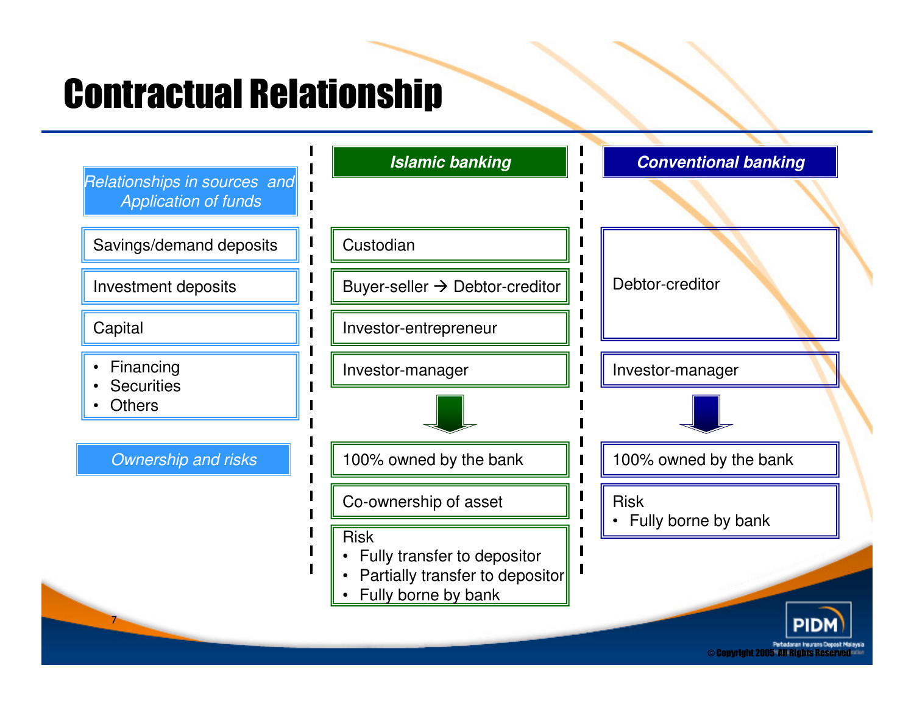# Contractual Relationship

| *Relationships in sources and Application of funds* | *Islamic banking* | *Conventional banking* |
|---|---|---|
| Savings/demand deposits | Custodian | Debtor-creditor |
| Investment deposits | Buyer-seller → Debtor-creditor | |
| Capital | Investor-entrepreneur | |
| • Financing<br>• Securities<br>• Others | Investor-manager | Investor-manager |

| *Ownership and risks* | *Islamic banking* | *Conventional banking* |
|---|---|---|
| | 100% owned by the bank | 100% owned by the bank |
| | Co-ownership of asset | Risk<br>• Fully borne by bank |
| | Risk<br>• Fully transfer to depositor<br>• Partially transfer to depositor<br>• Fully borne by bank | |

© Copyright 2005 All Rights Reserved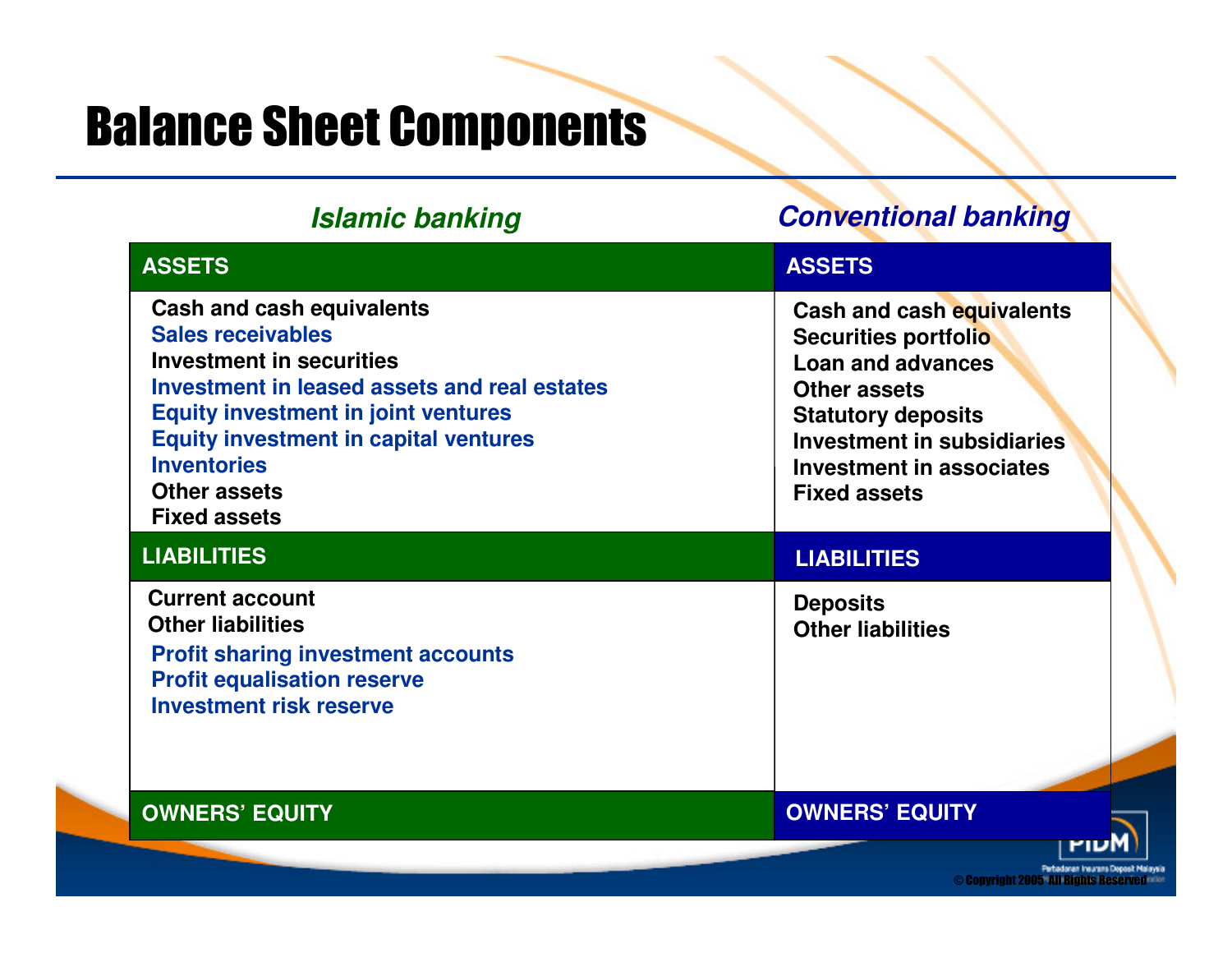# Balance Sheet Components

| *Islamic banking* | *Conventional banking* |
|---|---|
| **ASSETS** | **ASSETS** |
| Cash and cash equivalents<br>Sales receivables<br>Investment in securities<br>Investment in leased assets and real estates<br>Equity investment in joint ventures<br>Equity investment in capital ventures<br>Inventories<br>Other assets<br>Fixed assets | Cash and cash equivalents<br>Securities portfolio<br>Loan and advances<br>Other assets<br>Statutory deposits<br>Investment in subsidiaries<br>Investment in associates<br>Fixed assets |
| **LIABILITIES** | **LIABILITIES** |
| Current account<br>Other liabilities<br>Profit sharing investment accounts<br>Profit equalisation reserve<br>Investment risk reserve | Deposits<br>Other liabilities |
| **OWNERS' EQUITY** | **OWNERS' EQUITY** |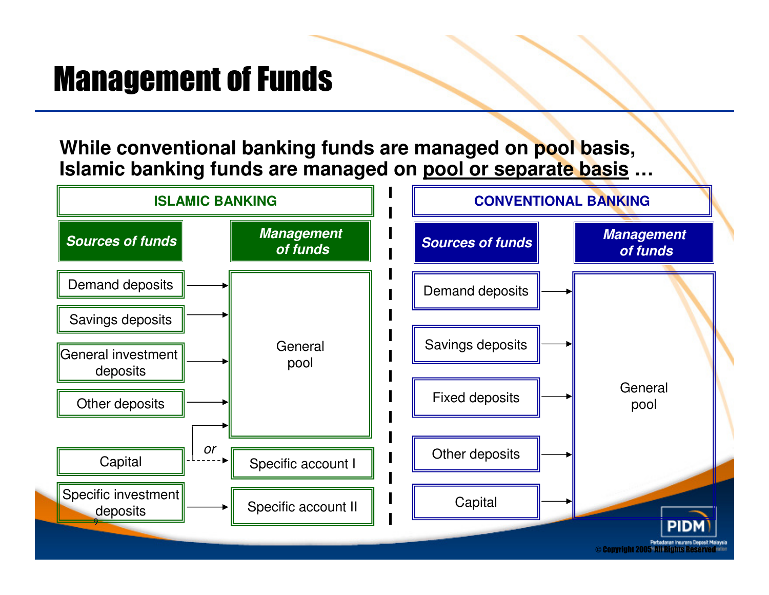# Management of Funds

**While conventional banking funds are managed on pool basis, Islamic banking funds are managed on <u>pool or separate basis</u> …**

**ISLAMIC BANKING**

| ***Sources of funds*** | ***Management of funds*** |
|---|---|
| Demand deposits | → General pool |
| Savings deposits | → General pool |
| General investment deposits | → General pool |
| Other deposits | → General pool |
| Capital | → General pool *or* Specific account I |
| Specific investment deposits | → Specific account II |

**CONVENTIONAL BANKING**

| ***Sources of funds*** | ***Management of funds*** |
|---|---|
| Demand deposits | → General pool |
| Savings deposits | → General pool |
| Fixed deposits | → General pool |
| Other deposits | → General pool |
| Capital | → General pool |

© Copyright 2005 All Rights Reserved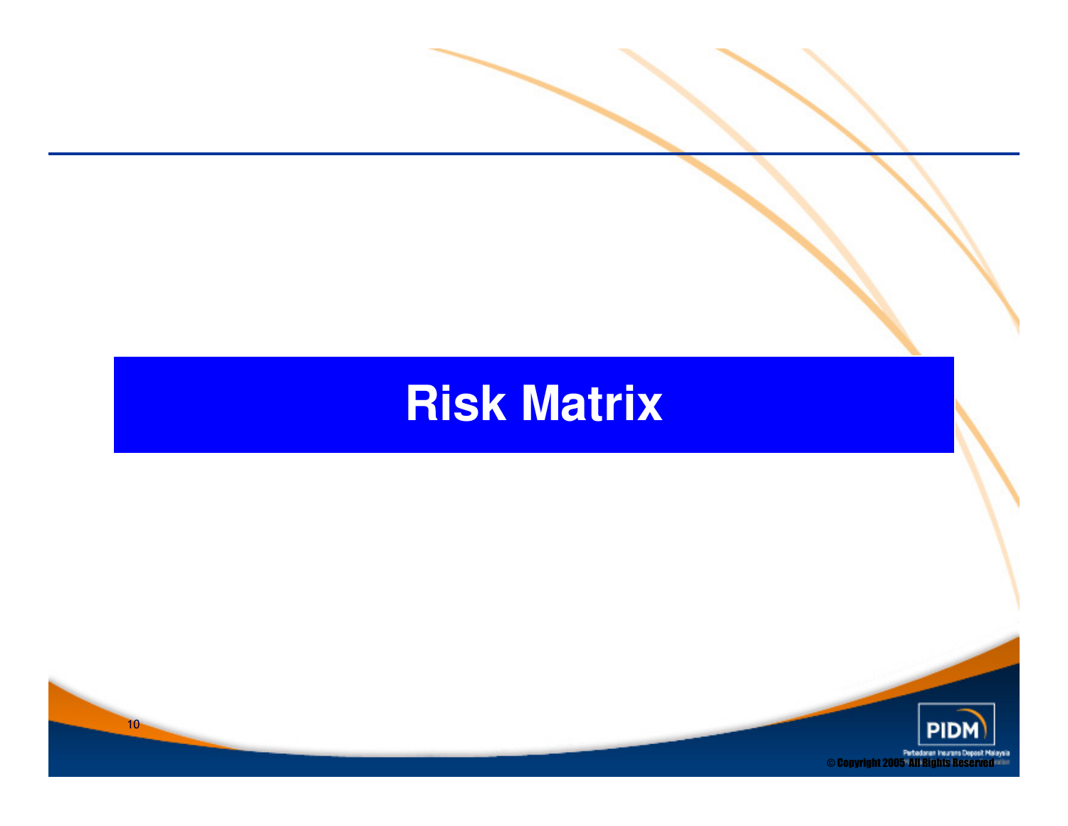# Risk Matrix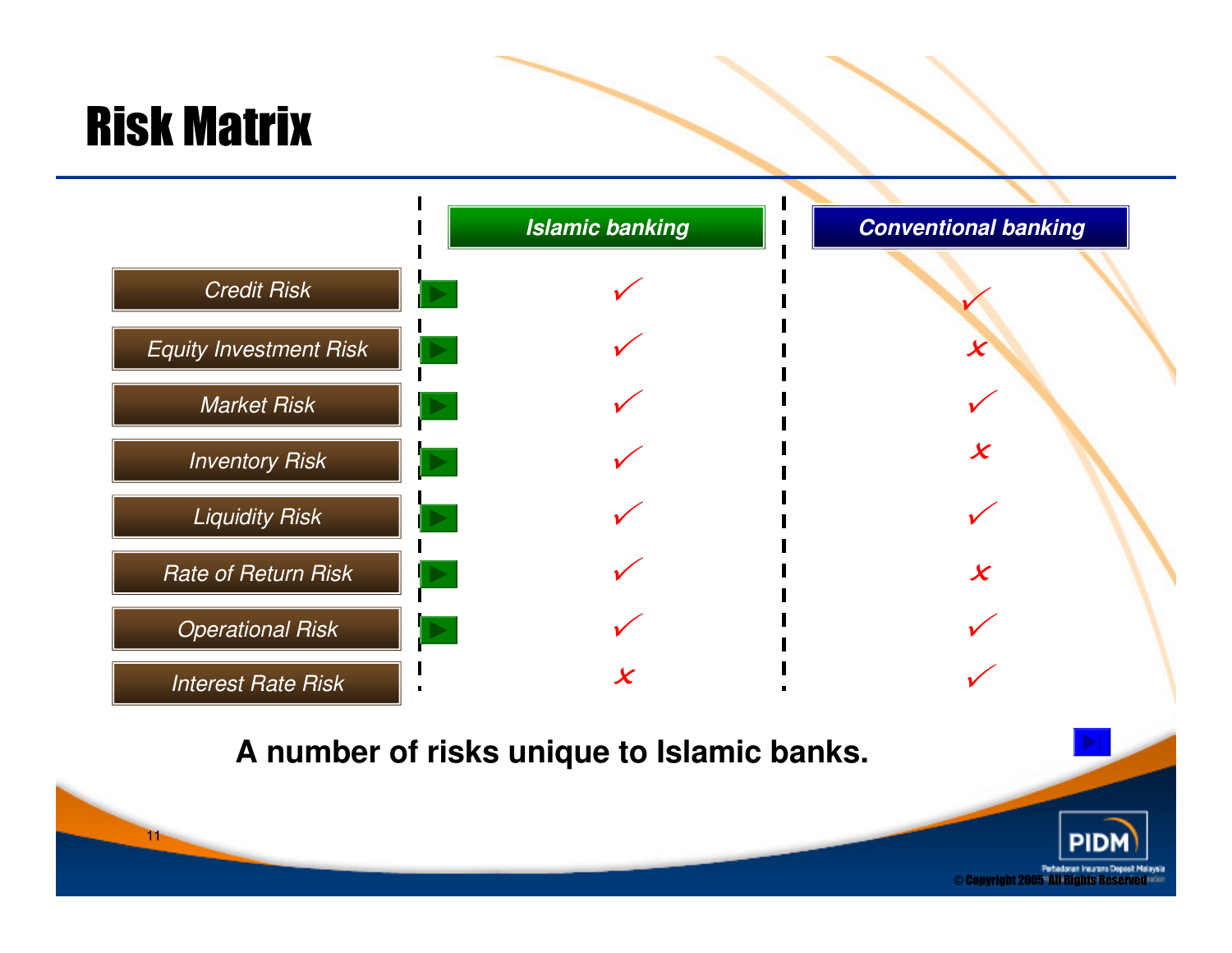# Risk Matrix

| | Islamic banking | Conventional banking |
|---|---|---|
| Credit Risk | ✓ | ✓ |
| Equity Investment Risk | ✓ | ✗ |
| Market Risk | ✓ | ✓ |
| Inventory Risk | ✓ | ✗ |
| Liquidity Risk | ✓ | ✓ |
| Rate of Return Risk | ✓ | ✗ |
| Operational Risk | ✓ | ✓ |
| Interest Rate Risk | ✗ | ✓ |

**A number of risks unique to Islamic banks.**

© Copyright 2005 All Rights Reserved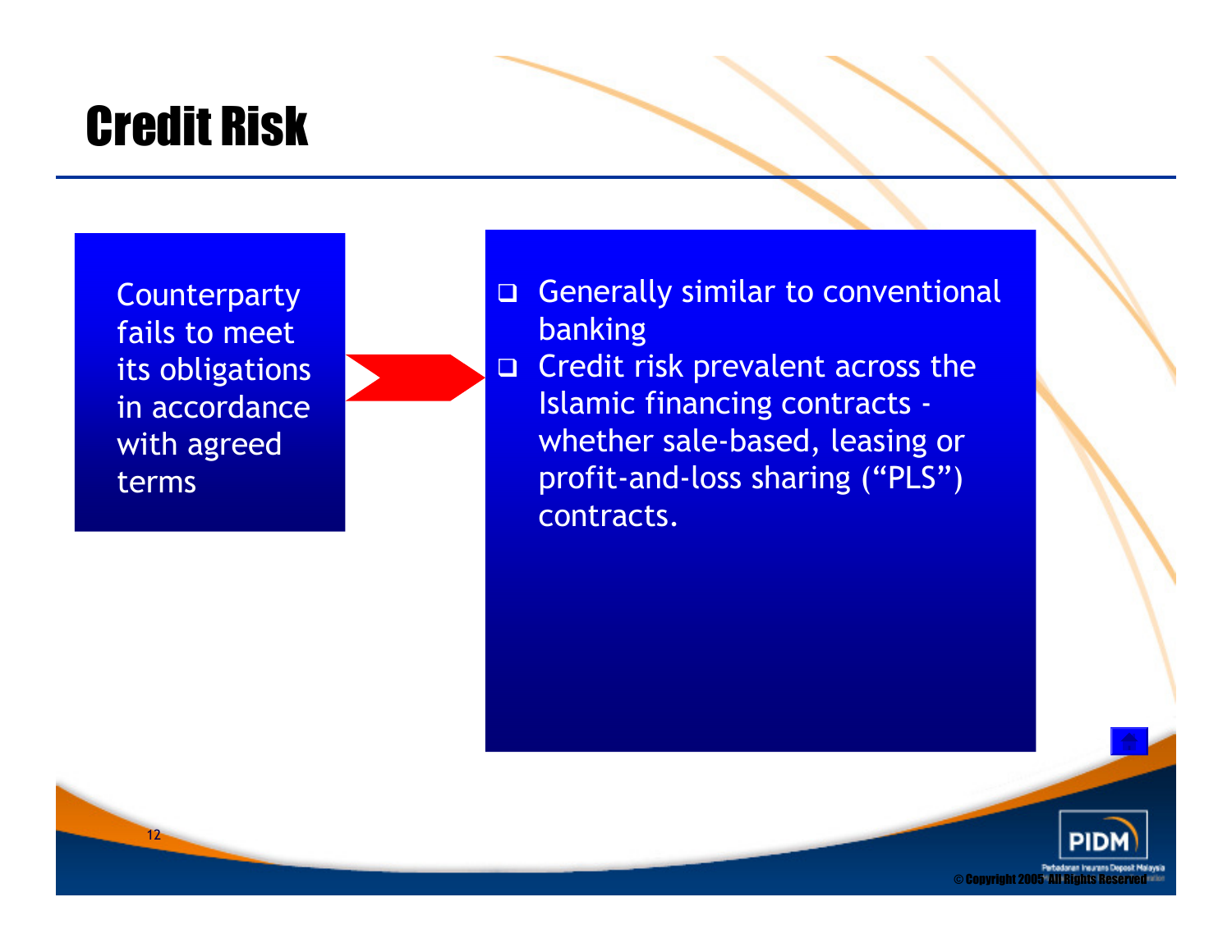# Credit Risk

Counterparty fails to meet its obligations in accordance with agreed terms

- Generally similar to conventional banking
- Credit risk prevalent across the Islamic financing contracts - whether sale-based, leasing or profit-and-loss sharing (“PLS”) contracts.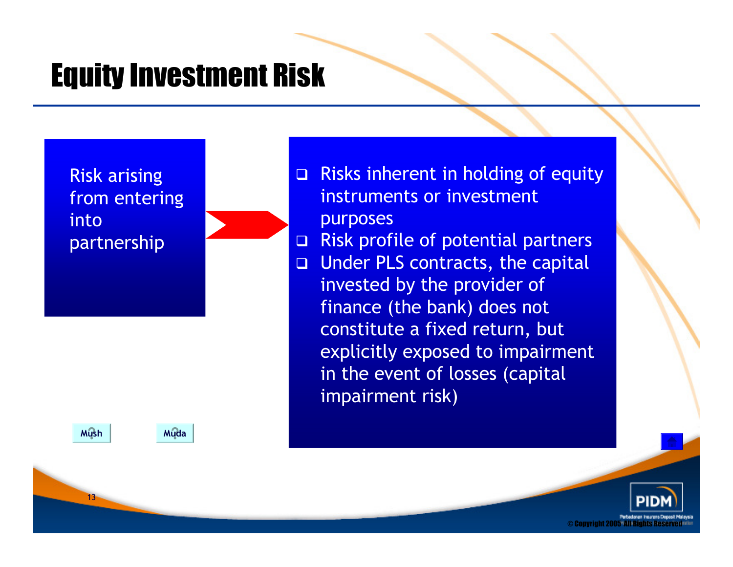# Equity Investment Risk

Risk arising from entering into partnership

- Risks inherent in holding of equity instruments or investment purposes
- Risk profile of potential partners
- Under PLS contracts, the capital invested by the provider of finance (the bank) does not constitute a fixed return, but explicitly exposed to impairment in the event of losses (capital impairment risk)

Mush

Muda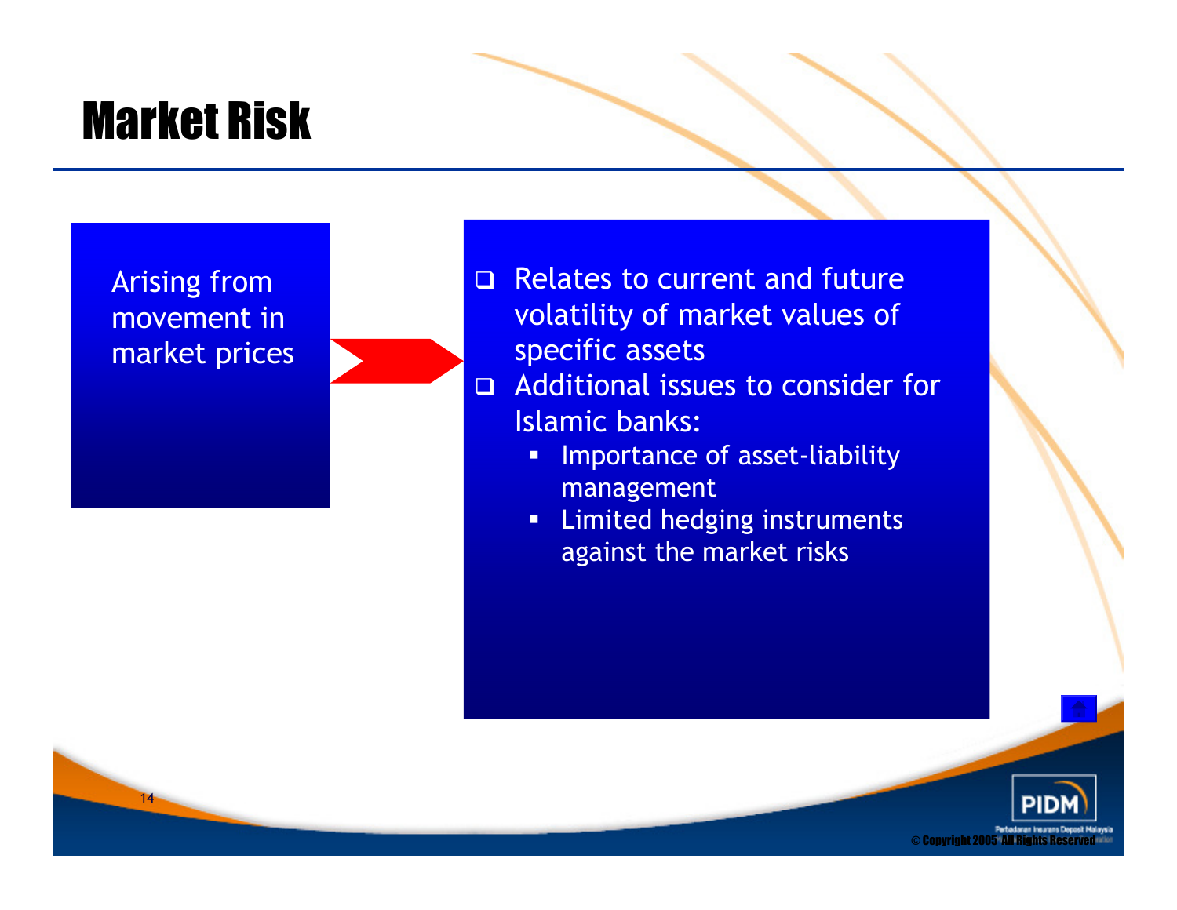# Market Risk

Arising from movement in market prices

- Relates to current and future volatility of market values of specific assets
- Additional issues to consider for Islamic banks:
  - Importance of asset-liability management
  - Limited hedging instruments against the market risks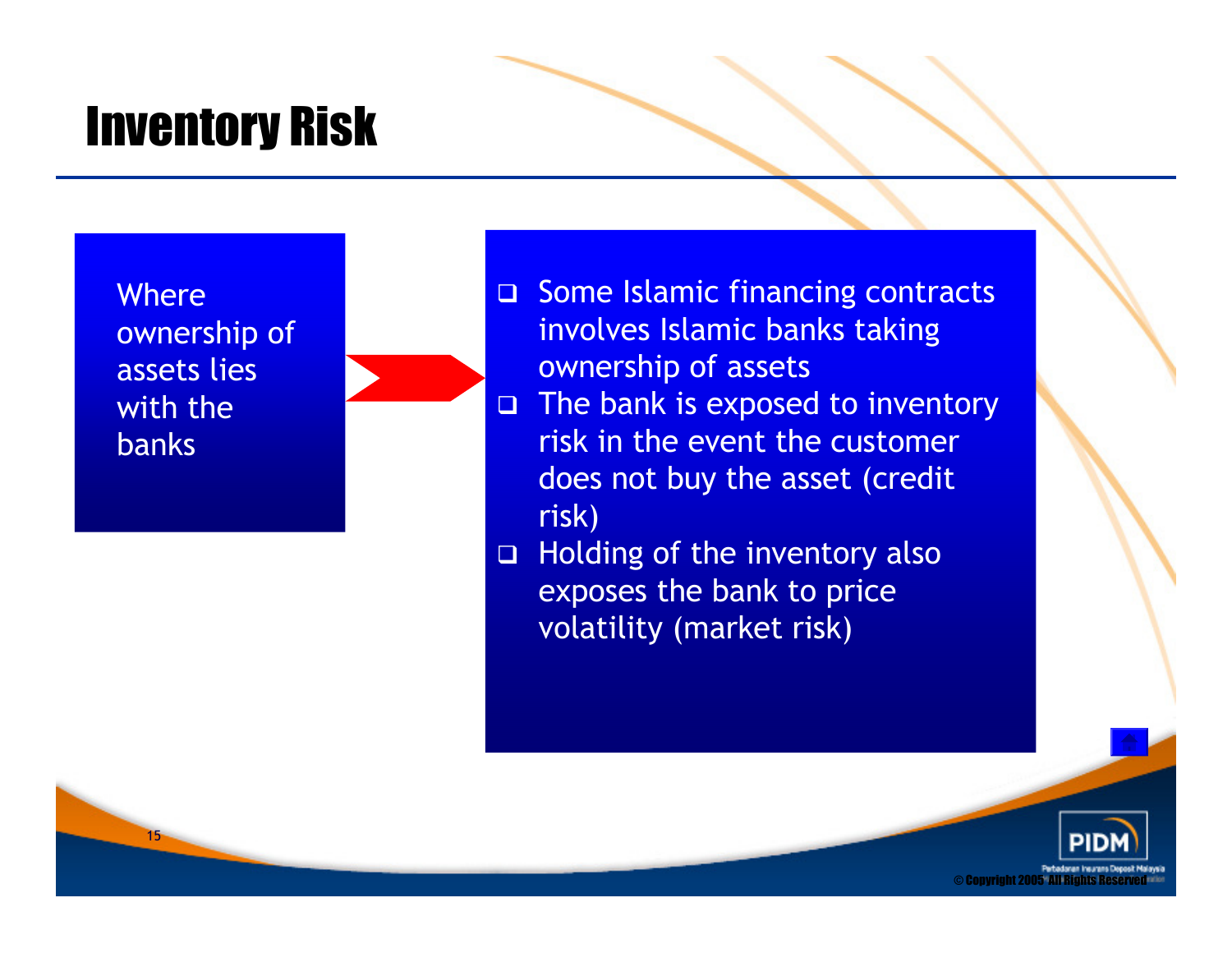# Inventory Risk

Where ownership of assets lies with the banks

- Some Islamic financing contracts involves Islamic banks taking ownership of assets
- The bank is exposed to inventory risk in the event the customer does not buy the asset (credit risk)
- Holding of the inventory also exposes the bank to price volatility (market risk)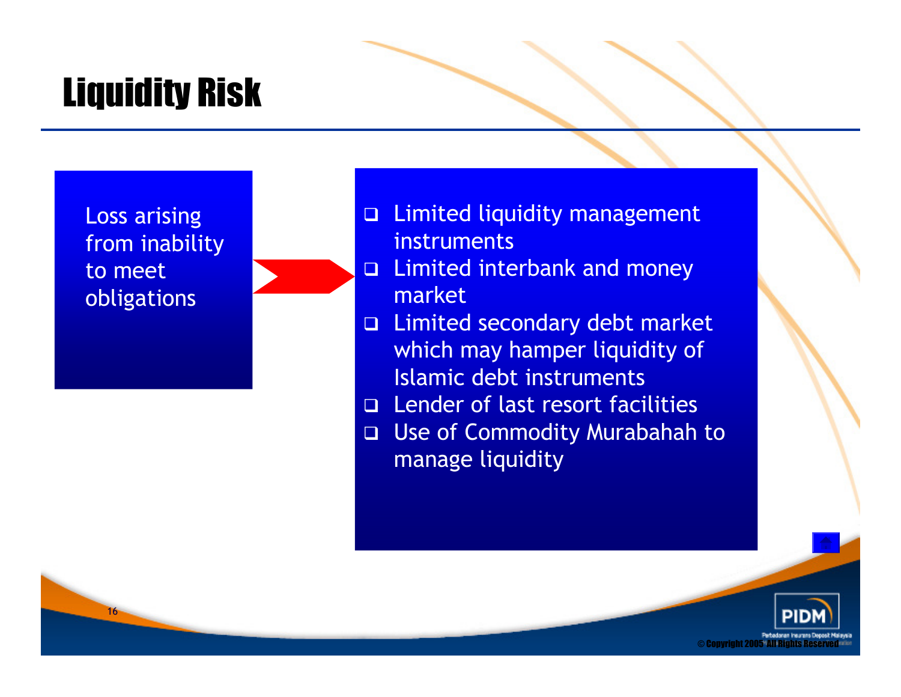# Liquidity Risk

Loss arising from inability to meet obligations

- Limited liquidity management instruments
- Limited interbank and money market
- Limited secondary debt market which may hamper liquidity of Islamic debt instruments
- Lender of last resort facilities
- Use of Commodity Murabahah to manage liquidity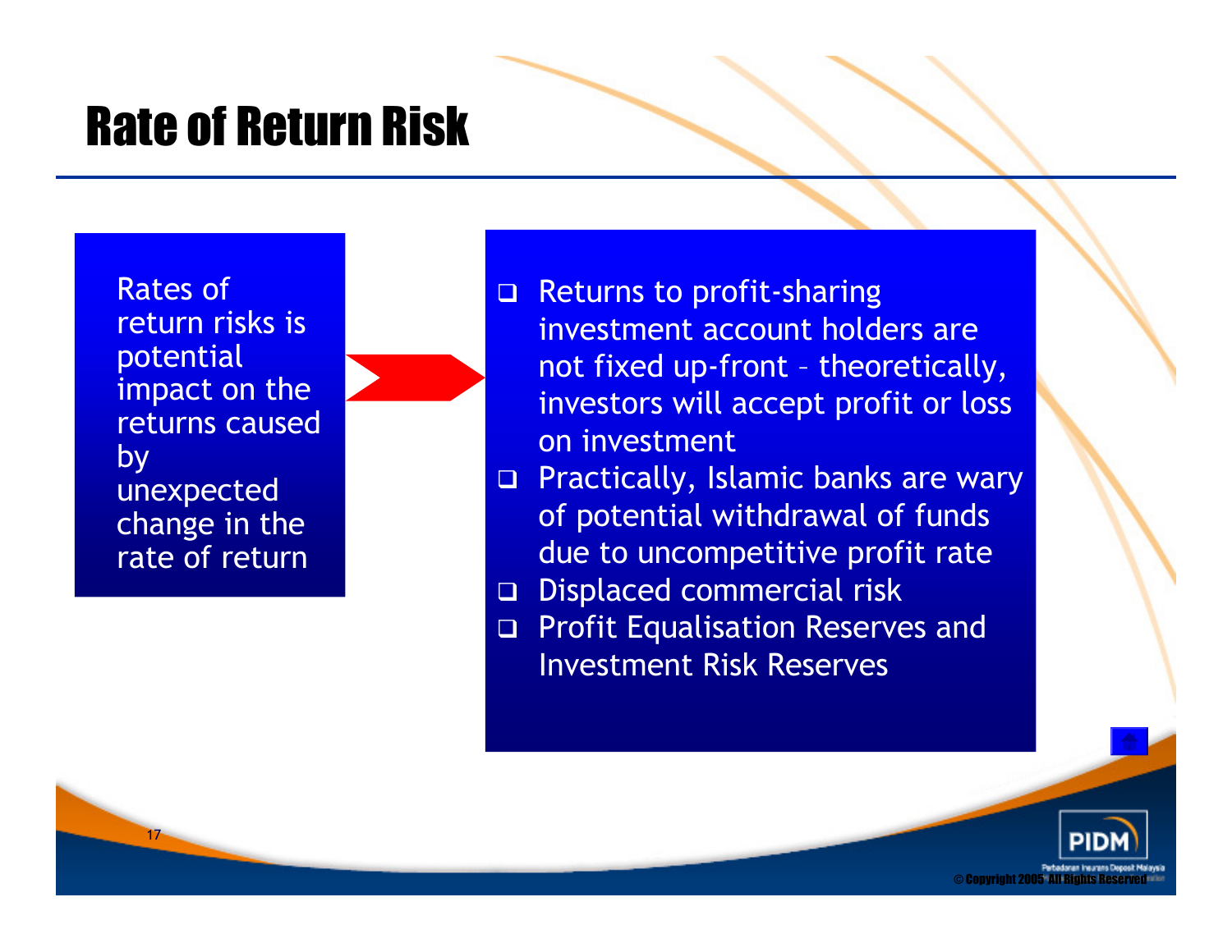# Rate of Return Risk

Rates of return risks is potential impact on the returns caused by unexpected change in the rate of return

- Returns to profit-sharing investment account holders are not fixed up-front – theoretically, investors will accept profit or loss on investment
- Practically, Islamic banks are wary of potential withdrawal of funds due to uncompetitive profit rate
- Displaced commercial risk
- Profit Equalisation Reserves and Investment Risk Reserves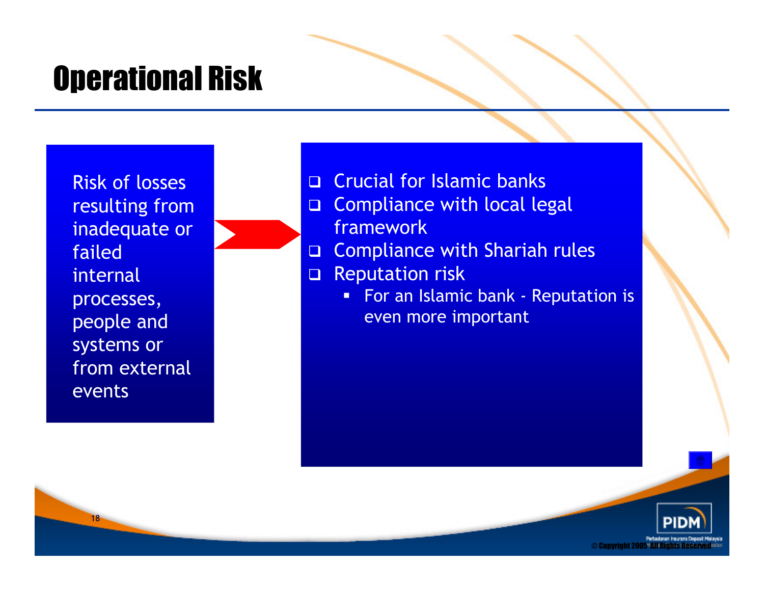# Operational Risk

Risk of losses resulting from inadequate or failed internal processes, people and systems or from external events

- Crucial for Islamic banks
- Compliance with local legal framework
- Compliance with Shariah rules
- Reputation risk
  - For an Islamic bank - Reputation is even more important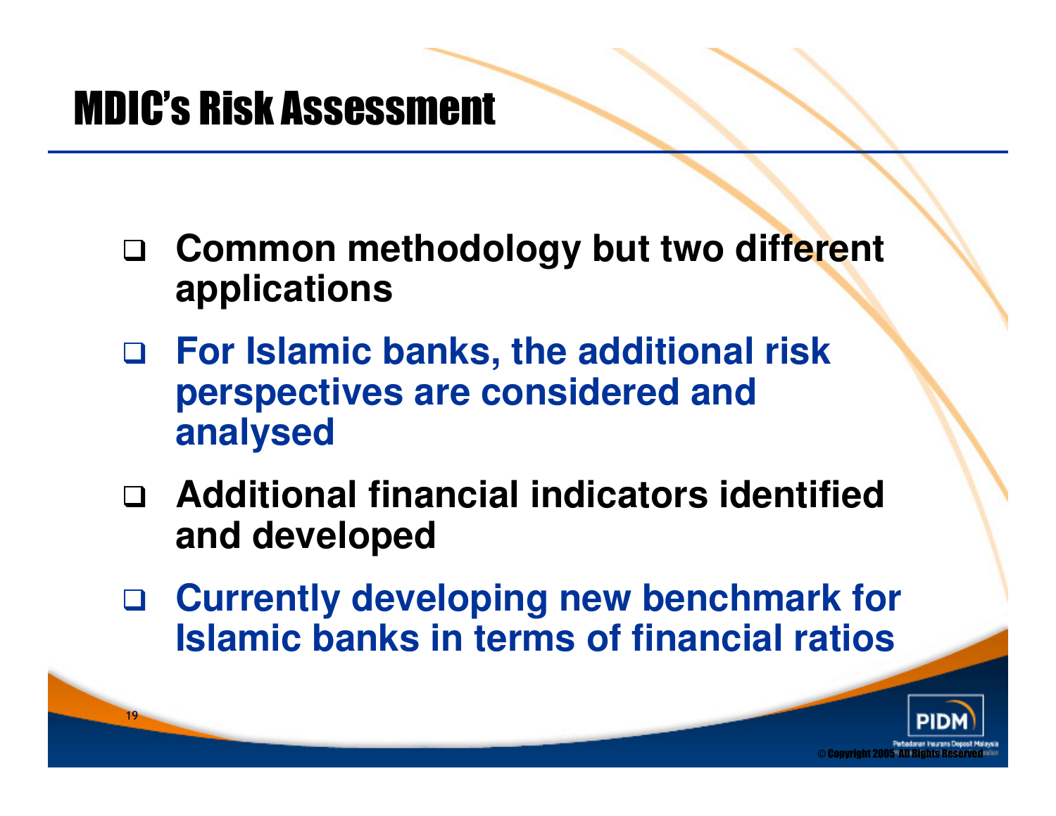# MDIC's Risk Assessment

- Common methodology but two different applications
- For Islamic banks, the additional risk perspectives are considered and analysed
- Additional financial indicators identified and developed
- Currently developing new benchmark for Islamic banks in terms of financial ratios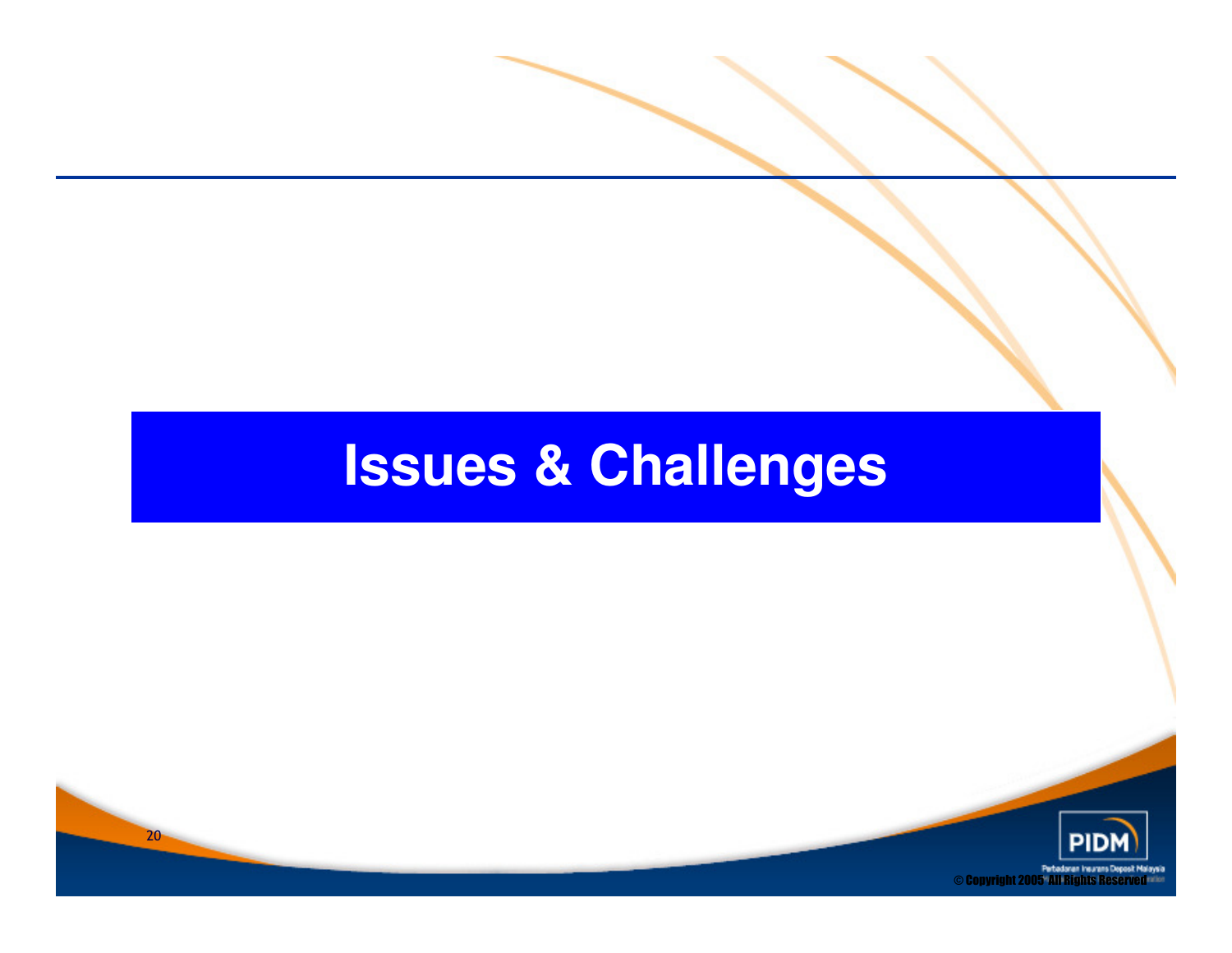# Issues & Challenges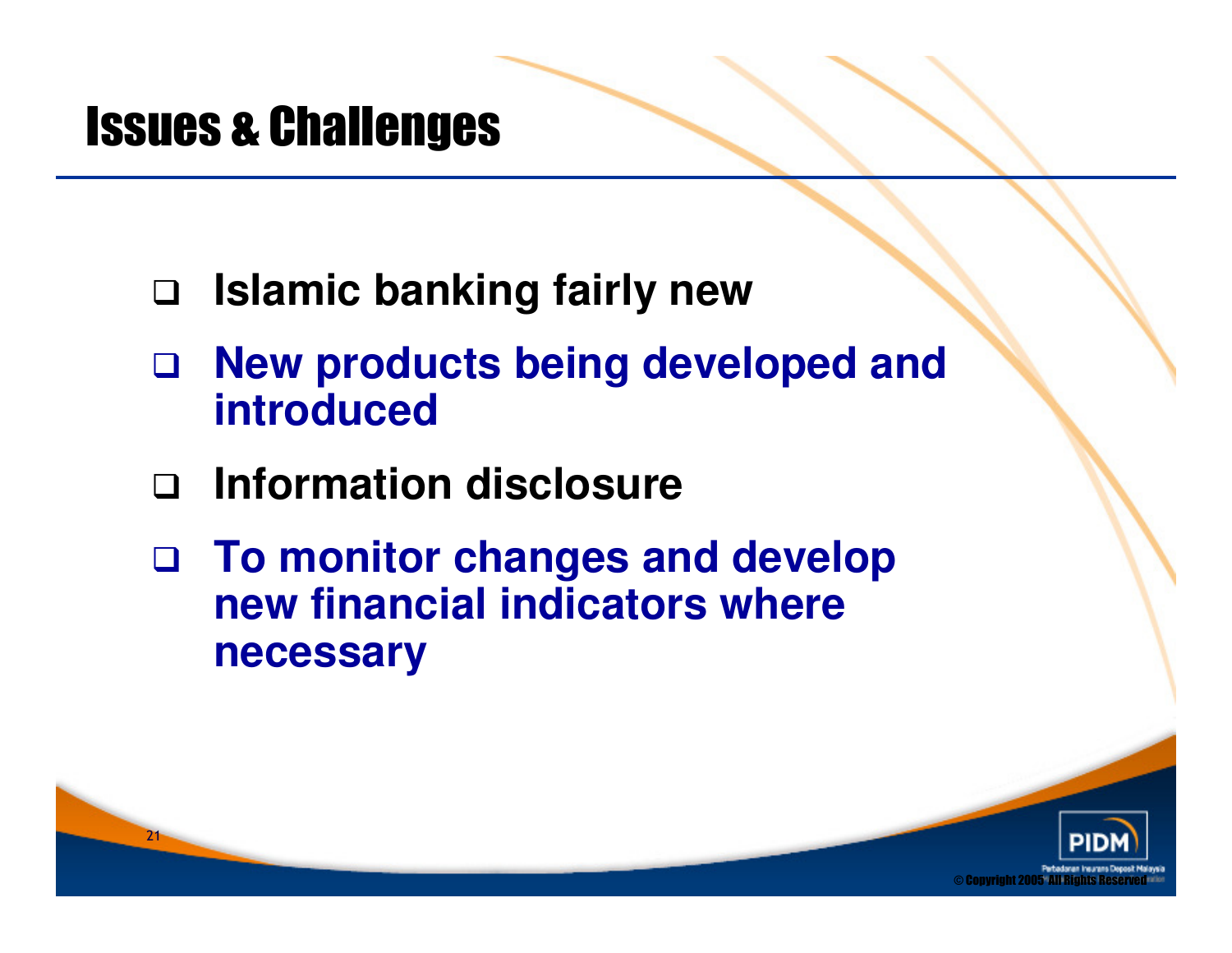# Issues & Challenges

- Islamic banking fairly new
- New products being developed and introduced
- Information disclosure
- To monitor changes and develop new financial indicators where necessary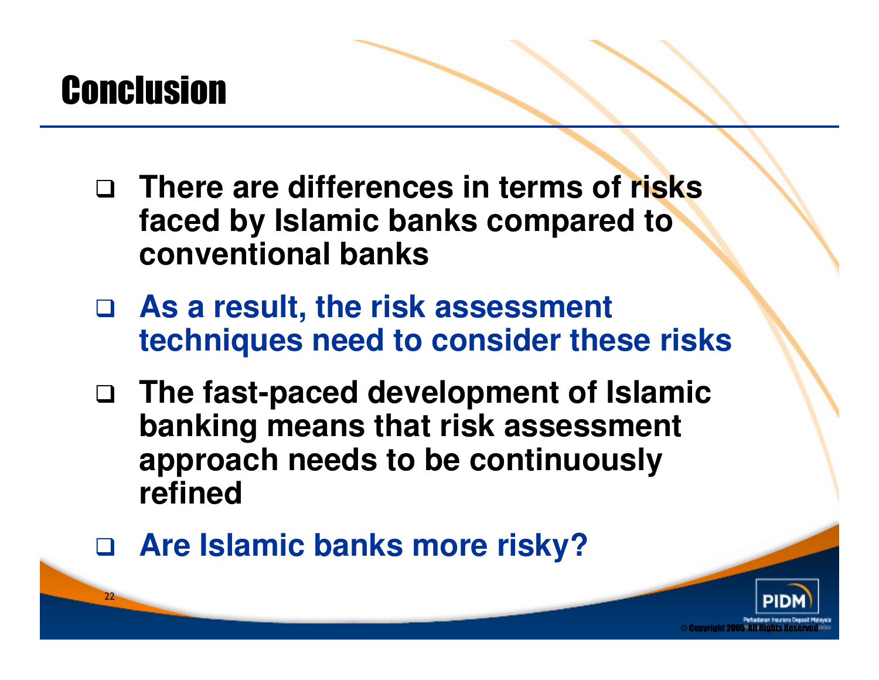# Conclusion

- There are differences in terms of risks faced by Islamic banks compared to conventional banks
- As a result, the risk assessment techniques need to consider these risks
- The fast-paced development of Islamic banking means that risk assessment approach needs to be continuously refined
- Are Islamic banks more risky?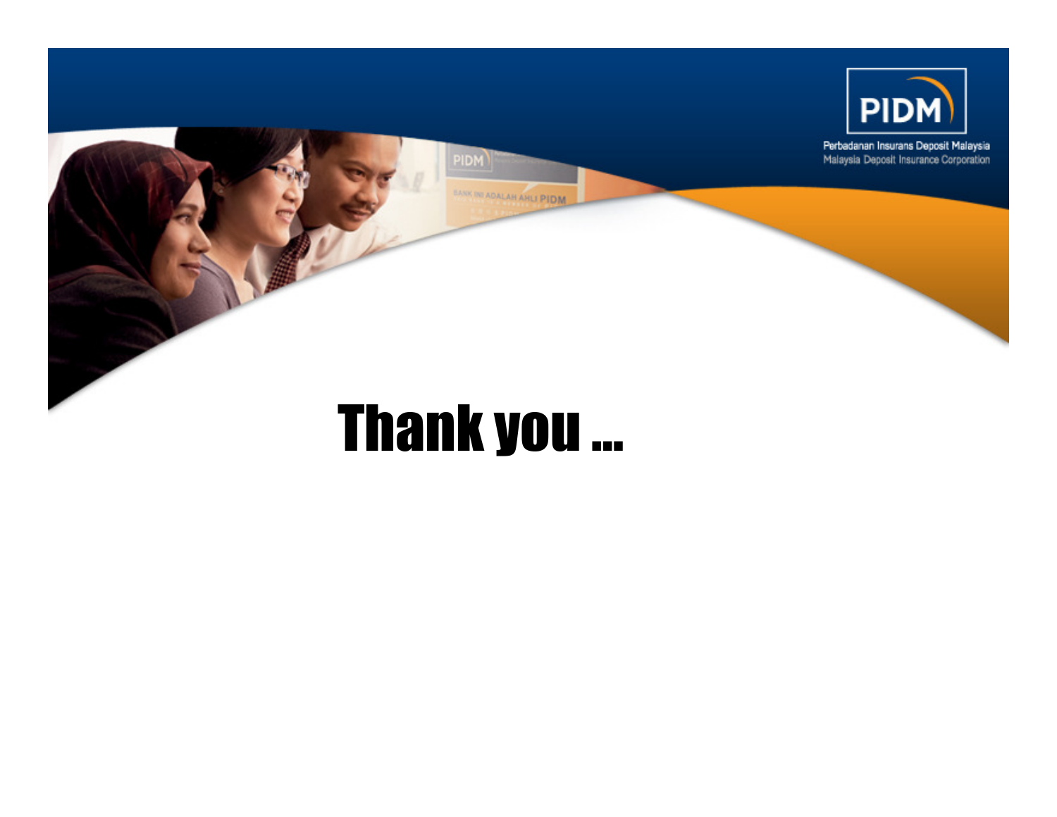# Thank you ...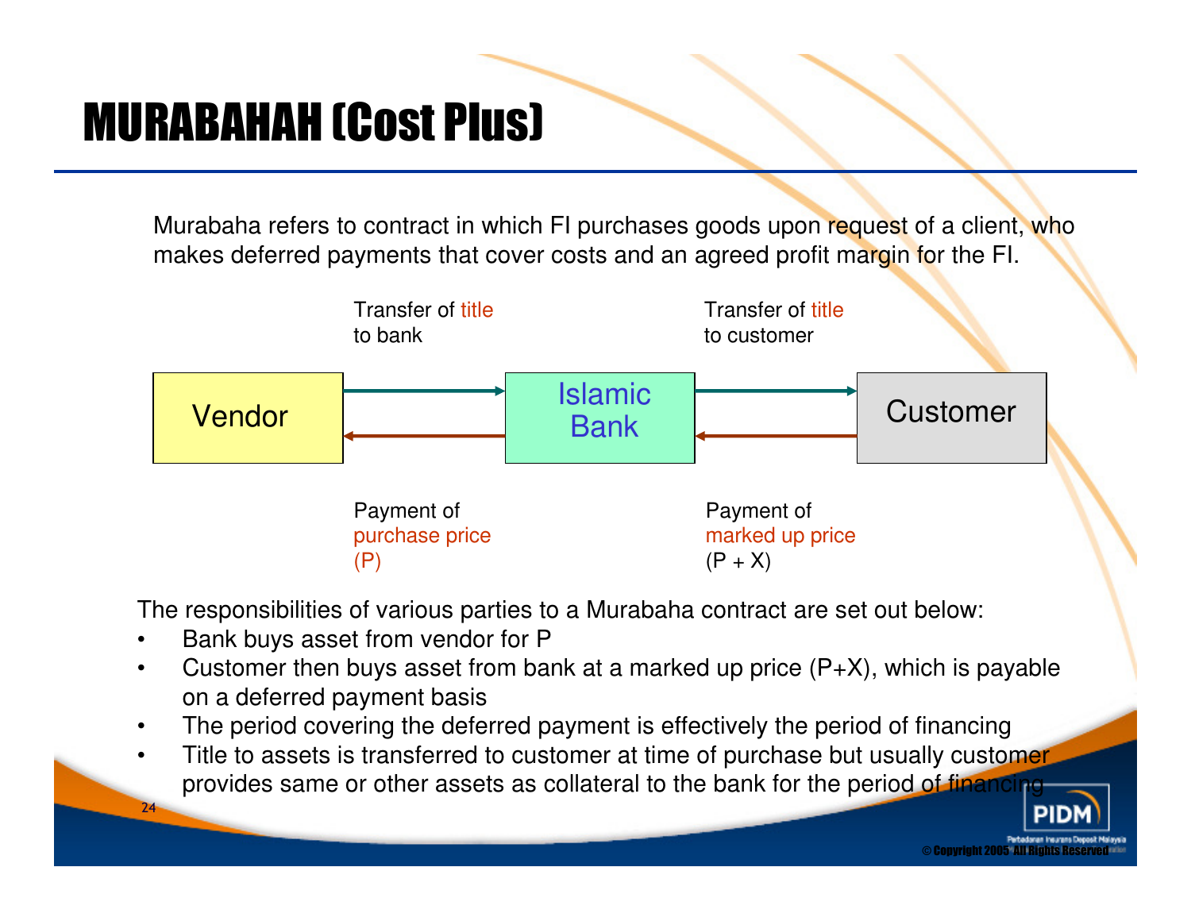# MURABAHAH (Cost Plus)

Murabaha refers to contract in which FI purchases goods upon request of a client, who makes deferred payments that cover costs and an agreed profit margin for the FI.

Transfer of title to bank

Transfer of title to customer

Vendor → Islamic Bank → Customer

Payment of purchase price (P)

Payment of marked up price (P + X)

The responsibilities of various parties to a Murabaha contract are set out below:

- Bank buys asset from vendor for P
- Customer then buys asset from bank at a marked up price (P+X), which is payable on a deferred payment basis
- The period covering the deferred payment is effectively the period of financing
- Title to assets is transferred to customer at time of purchase but usually customer provides same or other assets as collateral to the bank for the period of financing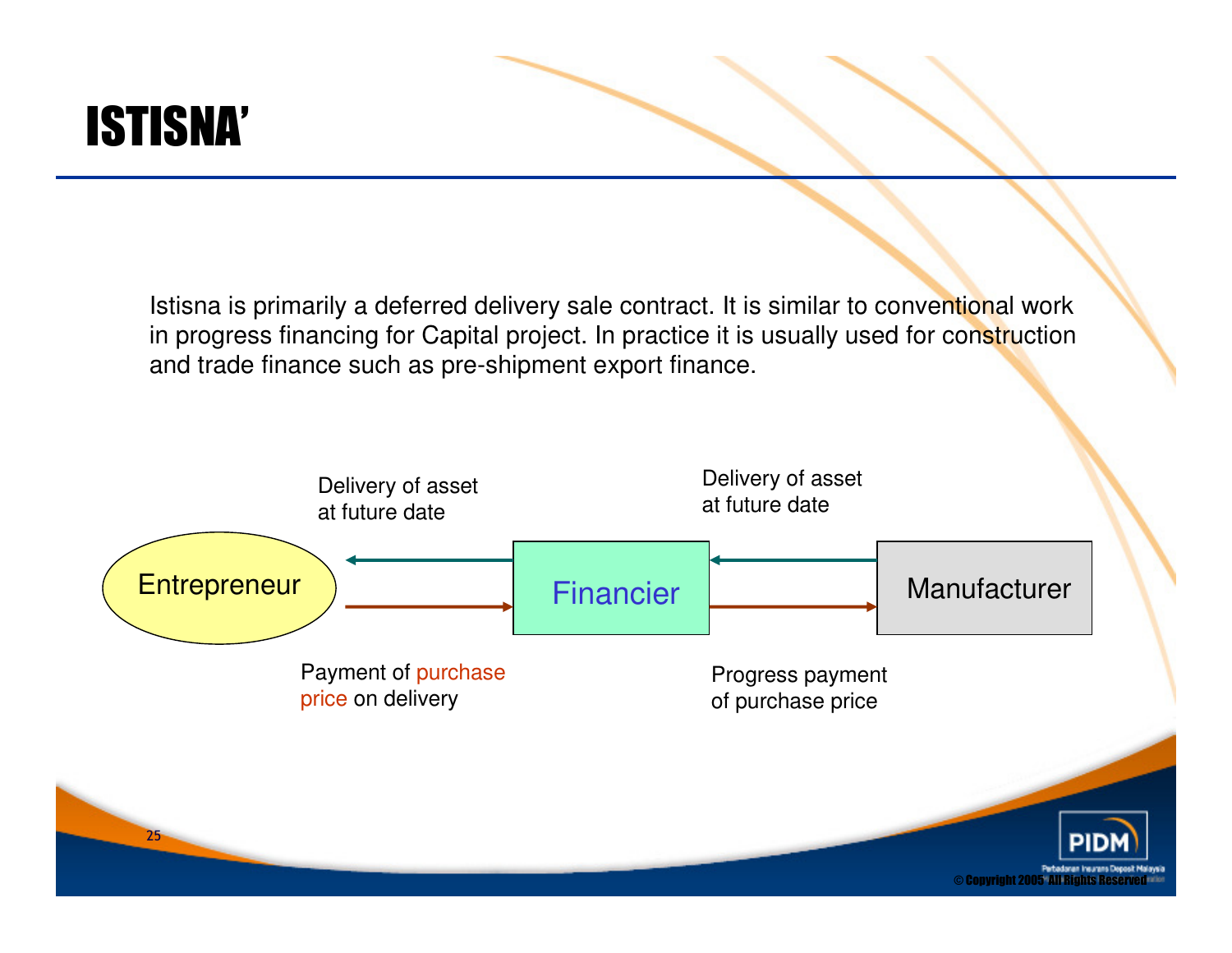# ISTISNA'

Istisna is primarily a deferred delivery sale contract. It is similar to conventional work in progress financing for Capital project. In practice it is usually used for construction and trade finance such as pre-shipment export finance.

Entrepreneur ← Delivery of asset at future date ← Financier ← Delivery of asset at future date ← Manufacturer

Entrepreneur → Payment of purchase price on delivery → Financier → Progress payment of purchase price → Manufacturer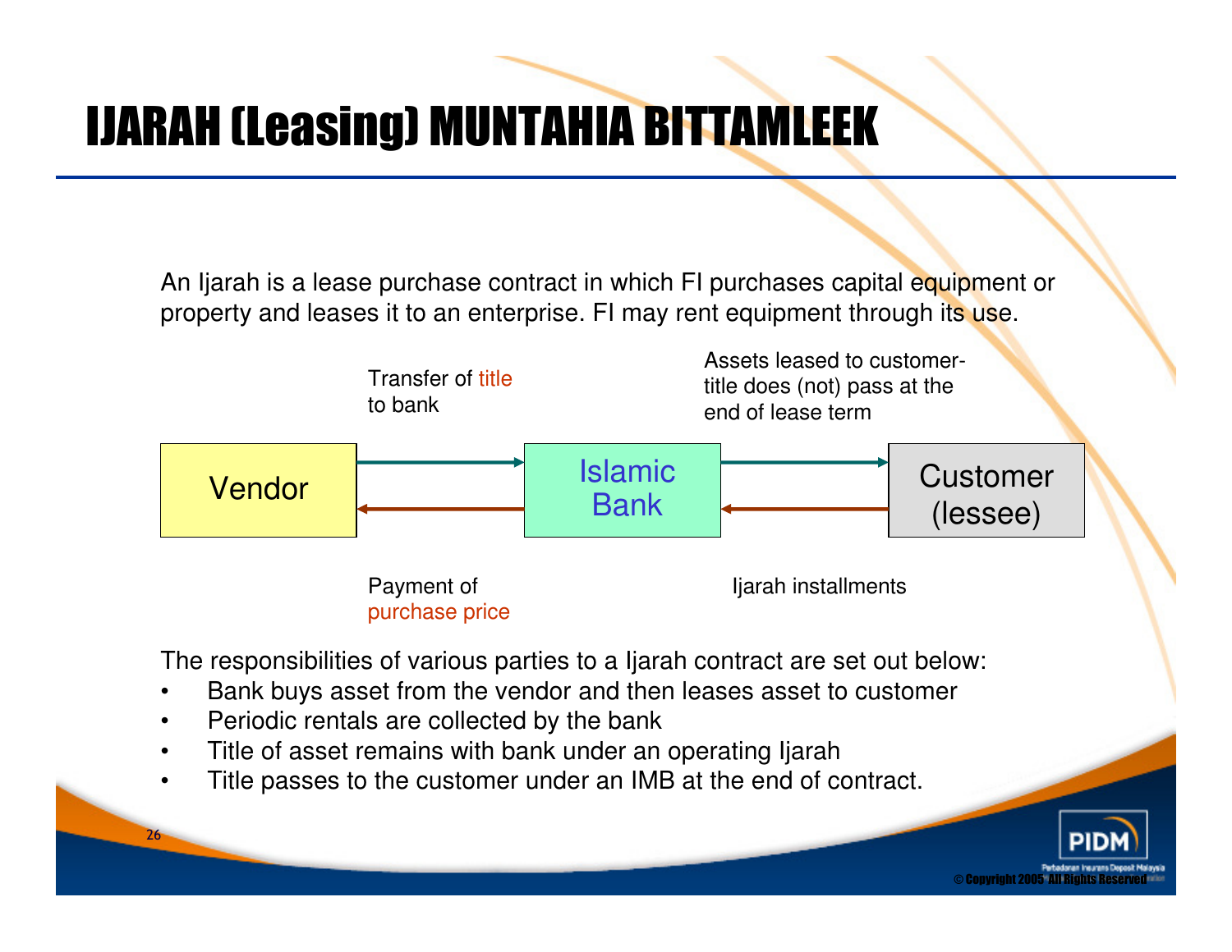# IJARAH (Leasing) MUNTAHIA BITTAMLEEK

An Ijarah is a lease purchase contract in which FI purchases capital equipment or property and leases it to an enterprise. FI may rent equipment through its use.

Vendor → Islamic Bank: Transfer of title to bank

Islamic Bank → Vendor: Payment of purchase price

Islamic Bank → Customer (lessee): Assets leased to customer- title does (not) pass at the end of lease term

Customer (lessee) → Islamic Bank: Ijarah installments

The responsibilities of various parties to a Ijarah contract are set out below:

- Bank buys asset from the vendor and then leases asset to customer
- Periodic rentals are collected by the bank
- Title of asset remains with bank under an operating Ijarah
- Title passes to the customer under an IMB at the end of contract.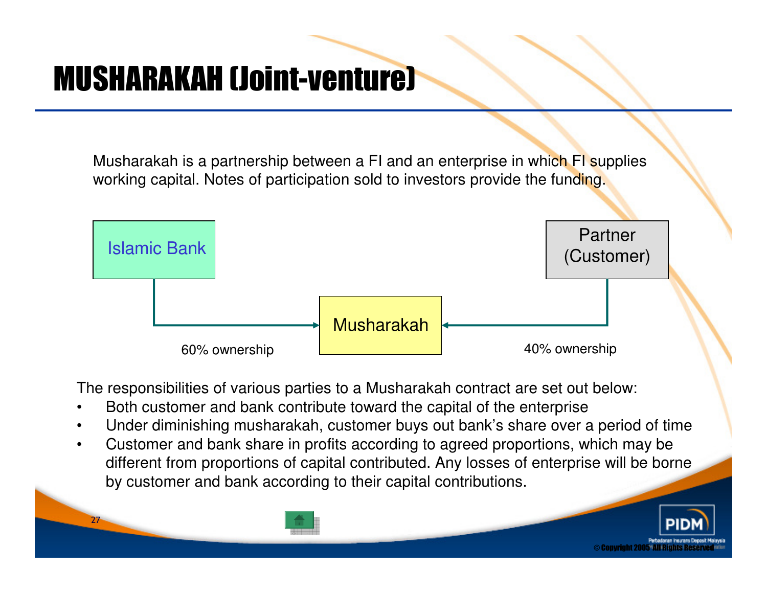# MUSHARAKAH (Joint-venture)

Musharakah is a partnership between a FI and an enterprise in which FI supplies working capital. Notes of participation sold to investors provide the funding.

Islamic Bank → Musharakah ← Partner (Customer)

60% ownership (Islamic Bank)

40% ownership (Partner)

The responsibilities of various parties to a Musharakah contract are set out below:

- Both customer and bank contribute toward the capital of the enterprise
- Under diminishing musharakah, customer buys out bank's share over a period of time
- Customer and bank share in profits according to agreed proportions, which may be different from proportions of capital contributed. Any losses of enterprise will be borne by customer and bank according to their capital contributions.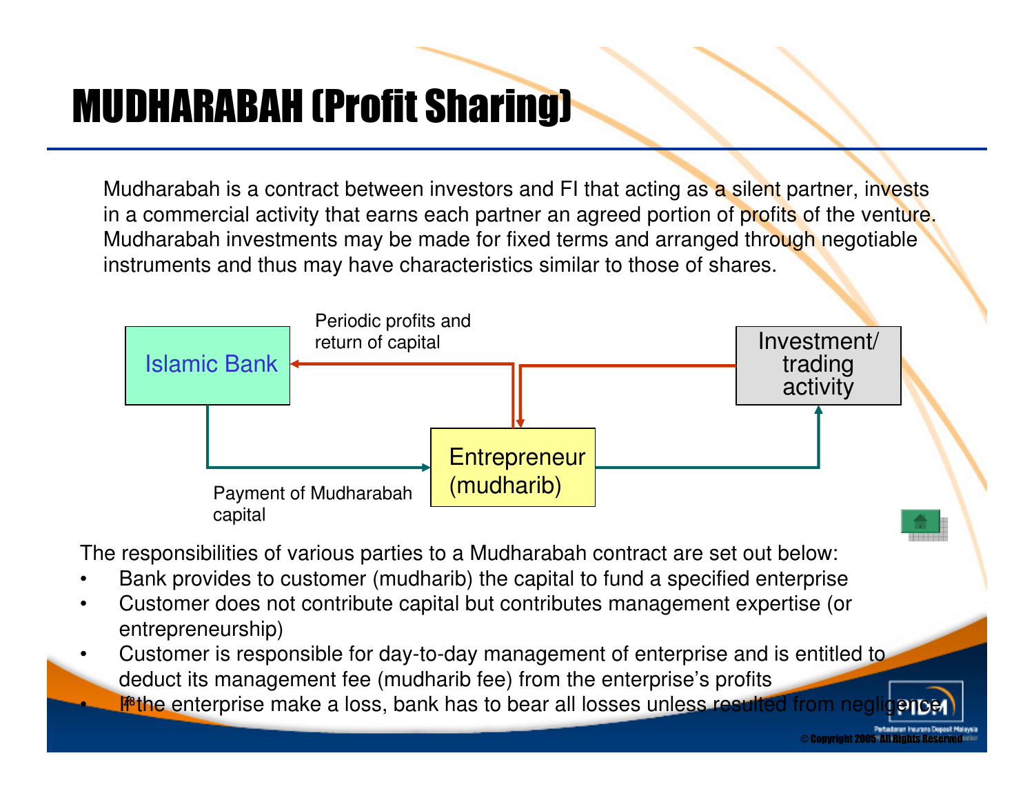# MUDHARABAH (Profit Sharing)

Mudharabah is a contract between investors and FI that acting as a silent partner, invests in a commercial activity that earns each partner an agreed portion of profits of the venture. Mudharabah investments may be made for fixed terms and arranged through negotiable instruments and thus may have characteristics similar to those of shares.

Islamic Bank

Periodic profits and return of capital

Investment/ trading activity

Entrepreneur (mudharib)

Payment of Mudharabah capital

The responsibilities of various parties to a Mudharabah contract are set out below:

- Bank provides to customer (mudharib) the capital to fund a specified enterprise
- Customer does not contribute capital but contributes management expertise (or entrepreneurship)
- Customer is responsible for day-to-day management of enterprise and is entitled to deduct its management fee (mudharib fee) from the enterprise's profits
- If the enterprise make a loss, bank has to bear all losses unless resulted from negligence

© Copyright 2005 All Rights Reserved